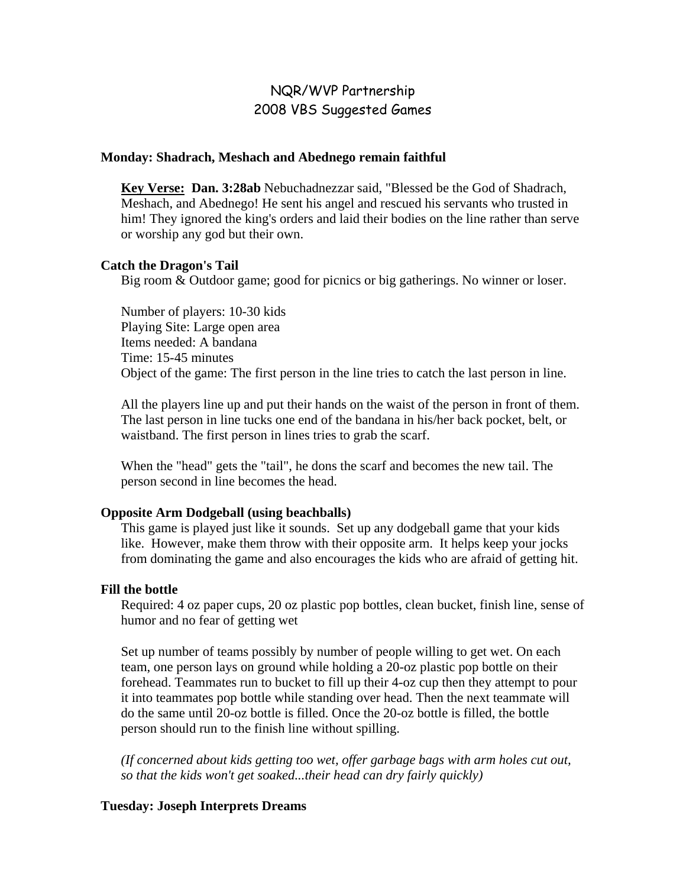# NQR/WVP Partnership
## 2008 VBS Suggested Games

### Monday: Shadrach, Meshach and Abednego remain faithful

**Key Verse: Dan. 3:28ab** Nebuchadnezzar said, "Blessed be the God of Shadrach, Meshach, and Abednego! He sent his angel and rescued his servants who trusted in him! They ignored the king's orders and laid their bodies on the line rather than serve or worship any god but their own.

### Catch the Dragon's Tail

Big room & Outdoor game; good for picnics or big gatherings. No winner or loser.

Number of players: 10-30 kids
Playing Site: Large open area
Items needed: A bandana
Time: 15-45 minutes
Object of the game: The first person in the line tries to catch the last person in line.

All the players line up and put their hands on the waist of the person in front of them. The last person in line tucks one end of the bandana in his/her back pocket, belt, or waistband. The first person in lines tries to grab the scarf.

When the "head" gets the "tail", he dons the scarf and becomes the new tail. The person second in line becomes the head.

### Opposite Arm Dodgeball (using beachballs)

This game is played just like it sounds. Set up any dodgeball game that your kids like. However, make them throw with their opposite arm. It helps keep your jocks from dominating the game and also encourages the kids who are afraid of getting hit.

### Fill the bottle

Required: 4 oz paper cups, 20 oz plastic pop bottles, clean bucket, finish line, sense of humor and no fear of getting wet

Set up number of teams possibly by number of people willing to get wet. On each team, one person lays on ground while holding a 20-oz plastic pop bottle on their forehead. Teammates run to bucket to fill up their 4-oz cup then they attempt to pour it into teammates pop bottle while standing over head. Then the next teammate will do the same until 20-oz bottle is filled. Once the 20-oz bottle is filled, the bottle person should run to the finish line without spilling.

*(If concerned about kids getting too wet, offer garbage bags with arm holes cut out, so that the kids won't get soaked...their head can dry fairly quickly)*

### Tuesday: Joseph Interprets Dreams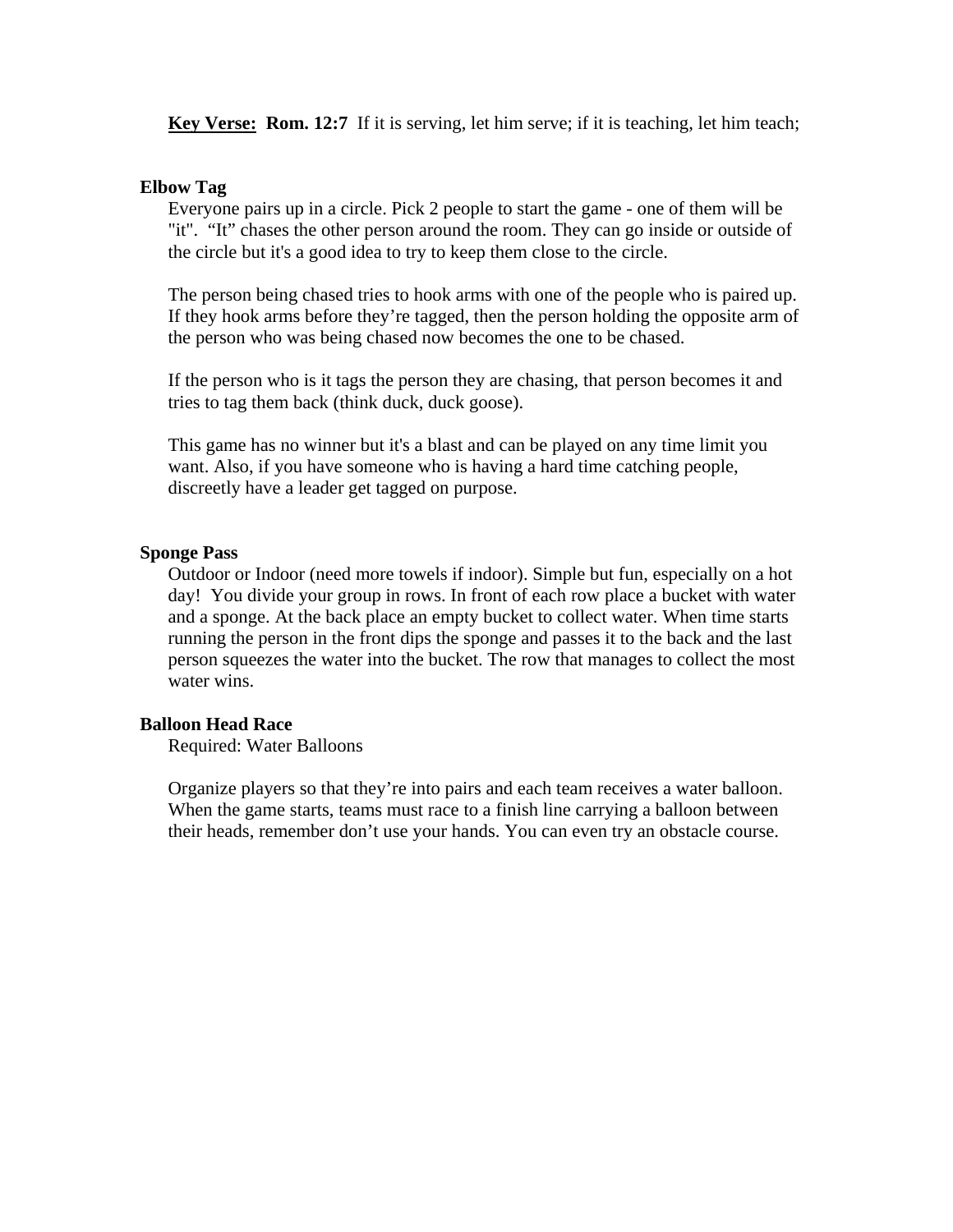**<u>Key Verse:</u> Rom. 12:7** If it is serving, let him serve; if it is teaching, let him teach;

### Elbow Tag

Everyone pairs up in a circle. Pick 2 people to start the game - one of them will be "it". "It" chases the other person around the room. They can go inside or outside of the circle but it's a good idea to try to keep them close to the circle.

The person being chased tries to hook arms with one of the people who is paired up. If they hook arms before they're tagged, then the person holding the opposite arm of the person who was being chased now becomes the one to be chased.

If the person who is it tags the person they are chasing, that person becomes it and tries to tag them back (think duck, duck goose).

This game has no winner but it's a blast and can be played on any time limit you want. Also, if you have someone who is having a hard time catching people, discreetly have a leader get tagged on purpose.

### Sponge Pass

Outdoor or Indoor (need more towels if indoor). Simple but fun, especially on a hot day! You divide your group in rows. In front of each row place a bucket with water and a sponge. At the back place an empty bucket to collect water. When time starts running the person in the front dips the sponge and passes it to the back and the last person squeezes the water into the bucket. The row that manages to collect the most water wins.

### Balloon Head Race

Required: Water Balloons

Organize players so that they're into pairs and each team receives a water balloon. When the game starts, teams must race to a finish line carrying a balloon between their heads, remember don't use your hands. You can even try an obstacle course.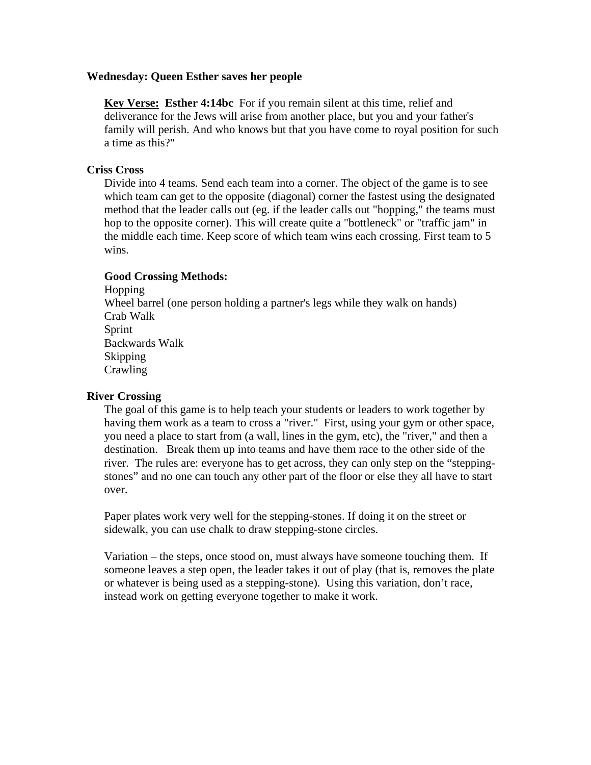**Wednesday: Queen Esther saves her people**

**Key Verse: Esther 4:14bc** For if you remain silent at this time, relief and deliverance for the Jews will arise from another place, but you and your father's family will perish. And who knows but that you have come to royal position for such a time as this?"

**Criss Cross**

Divide into 4 teams. Send each team into a corner. The object of the game is to see which team can get to the opposite (diagonal) corner the fastest using the designated method that the leader calls out (eg. if the leader calls out "hopping," the teams must hop to the opposite corner). This will create quite a "bottleneck" or "traffic jam" in the middle each time. Keep score of which team wins each crossing. First team to 5 wins.

**Good Crossing Methods:**

Hopping
Wheel barrel (one person holding a partner's legs while they walk on hands)
Crab Walk
Sprint
Backwards Walk
Skipping
Crawling

**River Crossing**

The goal of this game is to help teach your students or leaders to work together by having them work as a team to cross a "river." First, using your gym or other space, you need a place to start from (a wall, lines in the gym, etc), the "river," and then a destination. Break them up into teams and have them race to the other side of the river. The rules are: everyone has to get across, they can only step on the "stepping-stones" and no one can touch any other part of the floor or else they all have to start over.

Paper plates work very well for the stepping-stones. If doing it on the street or sidewalk, you can use chalk to draw stepping-stone circles.

Variation – the steps, once stood on, must always have someone touching them. If someone leaves a step open, the leader takes it out of play (that is, removes the plate or whatever is being used as a stepping-stone). Using this variation, don't race, instead work on getting everyone together to make it work.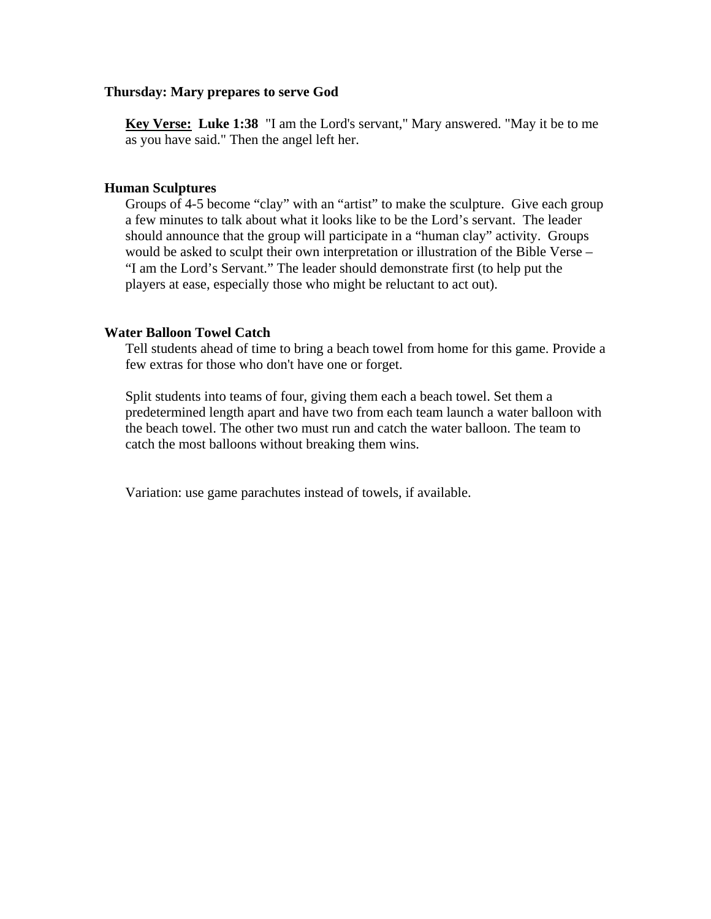**Thursday: Mary prepares to serve God**

**Key Verse: Luke 1:38** "I am the Lord's servant," Mary answered. "May it be to me as you have said." Then the angel left her.

**Human Sculptures**

Groups of 4-5 become "clay" with an "artist" to make the sculpture. Give each group a few minutes to talk about what it looks like to be the Lord's servant. The leader should announce that the group will participate in a "human clay" activity. Groups would be asked to sculpt their own interpretation or illustration of the Bible Verse – "I am the Lord's Servant." The leader should demonstrate first (to help put the players at ease, especially those who might be reluctant to act out).

**Water Balloon Towel Catch**

Tell students ahead of time to bring a beach towel from home for this game. Provide a few extras for those who don't have one or forget.

Split students into teams of four, giving them each a beach towel. Set them a predetermined length apart and have two from each team launch a water balloon with the beach towel. The other two must run and catch the water balloon. The team to catch the most balloons without breaking them wins.

Variation: use game parachutes instead of towels, if available.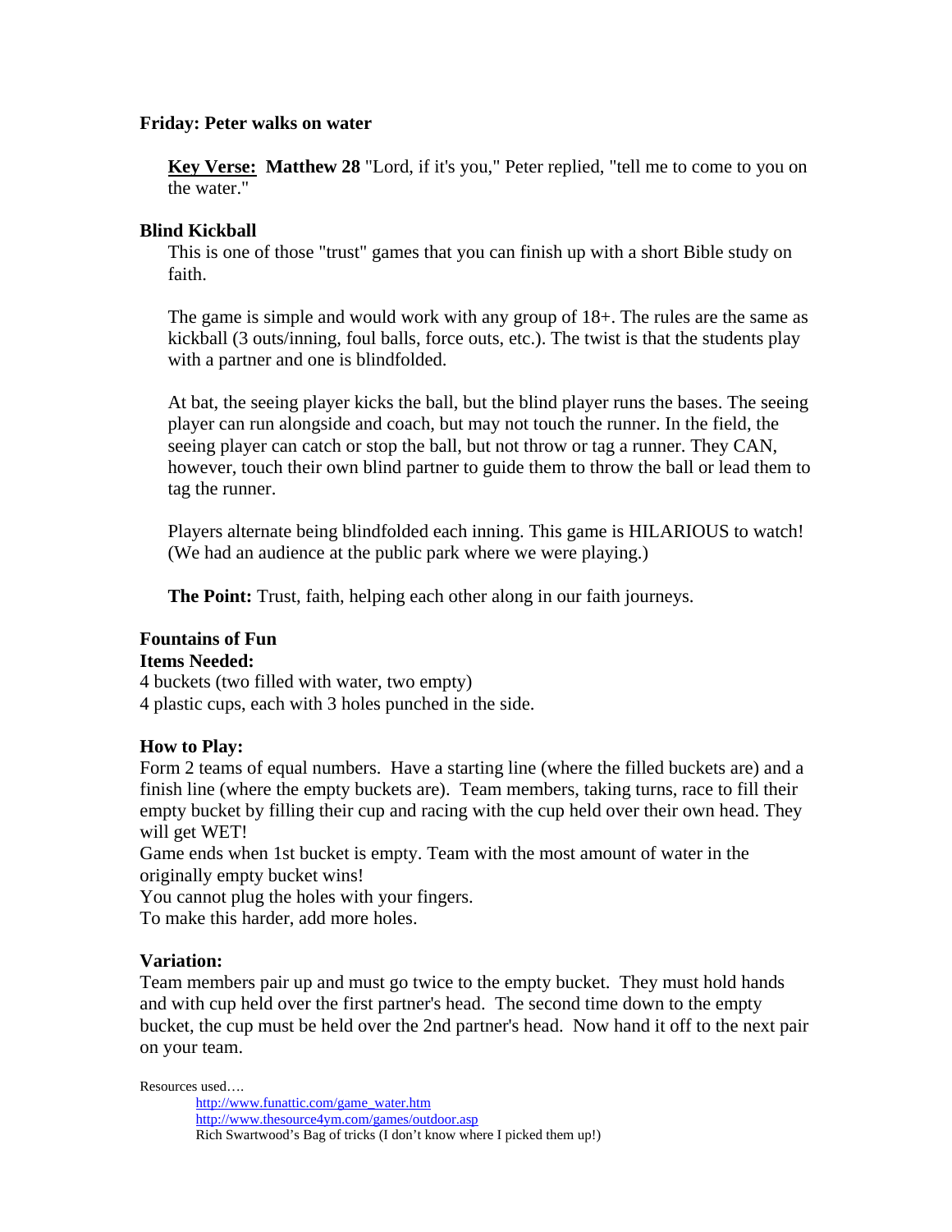**Friday: Peter walks on water**

> **Key Verse:** **Matthew 28** "Lord, if it's you," Peter replied, "tell me to come to you on the water."

**Blind Kickball**

This is one of those "trust" games that you can finish up with a short Bible study on faith.

The game is simple and would work with any group of 18+. The rules are the same as kickball (3 outs/inning, foul balls, force outs, etc.). The twist is that the students play with a partner and one is blindfolded.

At bat, the seeing player kicks the ball, but the blind player runs the bases. The seeing player can run alongside and coach, but may not touch the runner. In the field, the seeing player can catch or stop the ball, but not throw or tag a runner. They CAN, however, touch their own blind partner to guide them to throw the ball or lead them to tag the runner.

Players alternate being blindfolded each inning. This game is HILARIOUS to watch! (We had an audience at the public park where we were playing.)

**The Point:** Trust, faith, helping each other along in our faith journeys.

**Fountains of Fun**

**Items Needed:**

4 buckets (two filled with water, two empty)
4 plastic cups, each with 3 holes punched in the side.

**How to Play:**

Form 2 teams of equal numbers. Have a starting line (where the filled buckets are) and a finish line (where the empty buckets are). Team members, taking turns, race to fill their empty bucket by filling their cup and racing with the cup held over their own head. They will get WET!
Game ends when 1st bucket is empty. Team with the most amount of water in the originally empty bucket wins!
You cannot plug the holes with your fingers.
To make this harder, add more holes.

**Variation:**

Team members pair up and must go twice to the empty bucket. They must hold hands and with cup held over the first partner's head. The second time down to the empty bucket, the cup must be held over the 2nd partner's head. Now hand it off to the next pair on your team.

Resources used….

> http://www.funattic.com/game_water.htm
> http://www.thesource4ym.com/games/outdoor.asp
> Rich Swartwood's Bag of tricks (I don't know where I picked them up!)